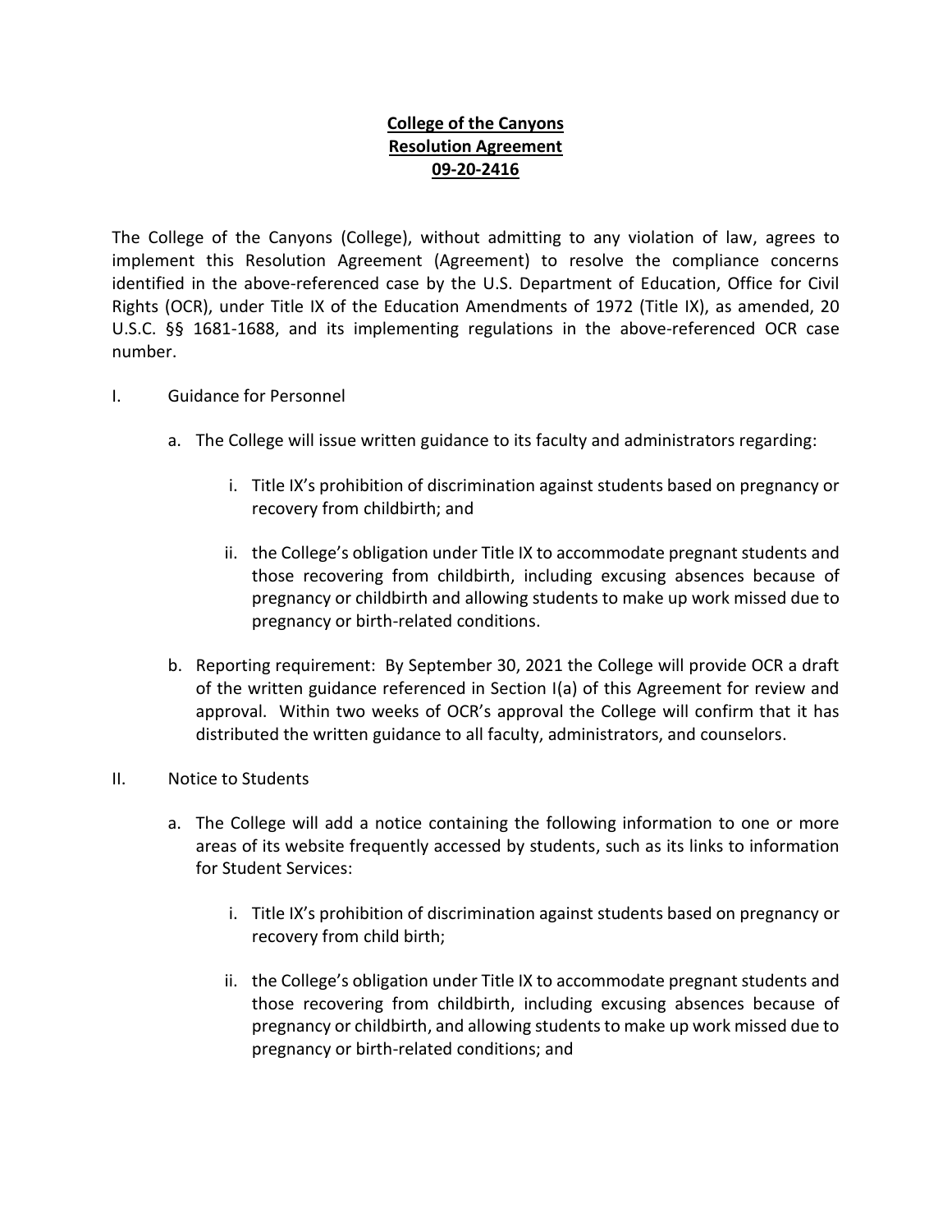**College of the Canyons**
**Resolution Agreement**
**09-20-2416**

The College of the Canyons (College), without admitting to any violation of law, agrees to implement this Resolution Agreement (Agreement) to resolve the compliance concerns identified in the above-referenced case by the U.S. Department of Education, Office for Civil Rights (OCR), under Title IX of the Education Amendments of 1972 (Title IX), as amended, 20 U.S.C. §§ 1681-1688, and its implementing regulations in the above-referenced OCR case number.

I. Guidance for Personnel

   a. The College will issue written guidance to its faculty and administrators regarding:

      i. Title IX's prohibition of discrimination against students based on pregnancy or recovery from childbirth; and

      ii. the College's obligation under Title IX to accommodate pregnant students and those recovering from childbirth, including excusing absences because of pregnancy or childbirth and allowing students to make up work missed due to pregnancy or birth-related conditions.

   b. Reporting requirement: By September 30, 2021 the College will provide OCR a draft of the written guidance referenced in Section I(a) of this Agreement for review and approval. Within two weeks of OCR's approval the College will confirm that it has distributed the written guidance to all faculty, administrators, and counselors.

II. Notice to Students

   a. The College will add a notice containing the following information to one or more areas of its website frequently accessed by students, such as its links to information for Student Services:

      i. Title IX's prohibition of discrimination against students based on pregnancy or recovery from child birth;

      ii. the College's obligation under Title IX to accommodate pregnant students and those recovering from childbirth, including excusing absences because of pregnancy or childbirth, and allowing students to make up work missed due to pregnancy or birth-related conditions; and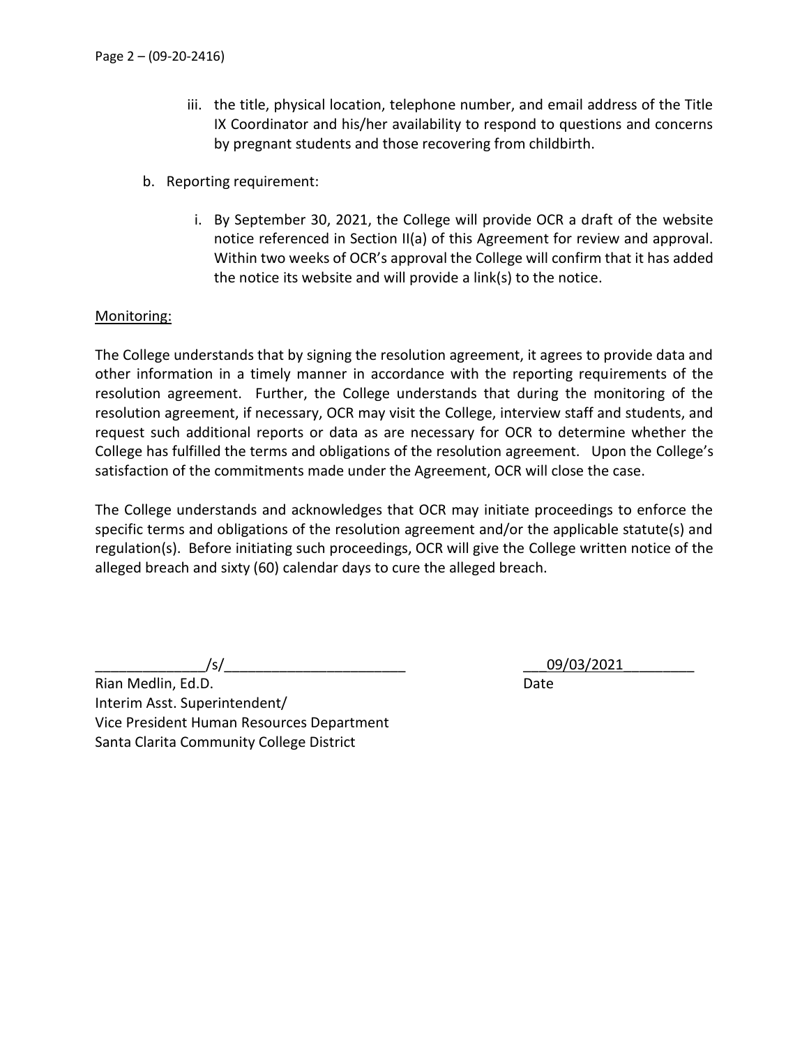iii. the title, physical location, telephone number, and email address of the Title IX Coordinator and his/her availability to respond to questions and concerns by pregnant students and those recovering from childbirth.

b. Reporting requirement:

   i. By September 30, 2021, the College will provide OCR a draft of the website notice referenced in Section II(a) of this Agreement for review and approval. Within two weeks of OCR's approval the College will confirm that it has added the notice its website and will provide a link(s) to the notice.

Monitoring:

The College understands that by signing the resolution agreement, it agrees to provide data and other information in a timely manner in accordance with the reporting requirements of the resolution agreement. Further, the College understands that during the monitoring of the resolution agreement, if necessary, OCR may visit the College, interview staff and students, and request such additional reports or data as are necessary for OCR to determine whether the College has fulfilled the terms and obligations of the resolution agreement. Upon the College's satisfaction of the commitments made under the Agreement, OCR will close the case.

The College understands and acknowledges that OCR may initiate proceedings to enforce the specific terms and obligations of the resolution agreement and/or the applicable statute(s) and regulation(s). Before initiating such proceedings, OCR will give the College written notice of the alleged breach and sixty (60) calendar days to cure the alleged breach.

/s/ 09/03/2021

Rian Medlin, Ed.D. Date
Interim Asst. Superintendent/
Vice President Human Resources Department
Santa Clarita Community College District